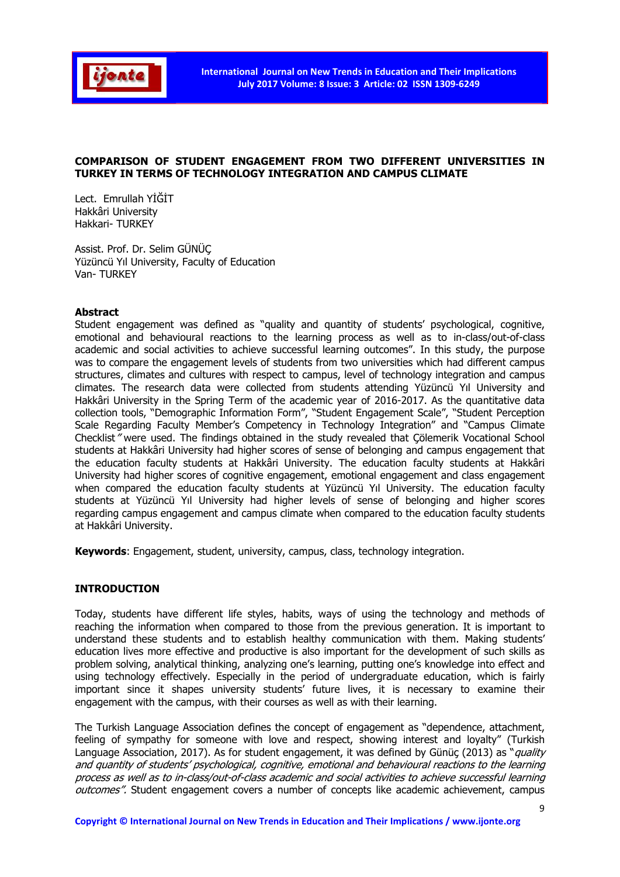# COMPARISON OF STUDENT ENGAGEMENT FROM TWO DIFFERENT UNIVERSITIES IN TURKEY IN TERMS OF TECHNOLOGY INTEGRATION AND CAMPUS CLIMATE

Lect. Emrullah YİĞİT
Hakkâri University
Hakkari- TURKEY

Assist. Prof. Dr. Selim GÜNÜÇ
Yüzüncü Yıl University, Faculty of Education
Van- TURKEY

## Abstract

Student engagement was defined as "quality and quantity of students' psychological, cognitive, emotional and behavioural reactions to the learning process as well as to in-class/out-of-class academic and social activities to achieve successful learning outcomes". In this study, the purpose was to compare the engagement levels of students from two universities which had different campus structures, climates and cultures with respect to campus, level of technology integration and campus climates. The research data were collected from students attending Yüzüncü Yıl University and Hakkâri University in the Spring Term of the academic year of 2016-2017. As the quantitative data collection tools, "Demographic Information Form", "Student Engagement Scale", "Student Perception Scale Regarding Faculty Member's Competency in Technology Integration" and "Campus Climate Checklist" were used. The findings obtained in the study revealed that Çölemerik Vocational School students at Hakkâri University had higher scores of sense of belonging and campus engagement that the education faculty students at Hakkâri University. The education faculty students at Hakkâri University had higher scores of cognitive engagement, emotional engagement and class engagement when compared the education faculty students at Yüzüncü Yıl University. The education faculty students at Yüzüncü Yıl University had higher levels of sense of belonging and higher scores regarding campus engagement and campus climate when compared to the education faculty students at Hakkâri University.

**Keywords**: Engagement, student, university, campus, class, technology integration.

## INTRODUCTION

Today, students have different life styles, habits, ways of using the technology and methods of reaching the information when compared to those from the previous generation. It is important to understand these students and to establish healthy communication with them. Making students' education lives more effective and productive is also important for the development of such skills as problem solving, analytical thinking, analyzing one's learning, putting one's knowledge into effect and using technology effectively. Especially in the period of undergraduate education, which is fairly important since it shapes university students' future lives, it is necessary to examine their engagement with the campus, with their courses as well as with their learning.

The Turkish Language Association defines the concept of engagement as "dependence, attachment, feeling of sympathy for someone with love and respect, showing interest and loyalty" (Turkish Language Association, 2017). As for student engagement, it was defined by Günüç (2013) as "*quality and quantity of students' psychological, cognitive, emotional and behavioural reactions to the learning process as well as to in-class/out-of-class academic and social activities to achieve successful learning outcomes"*. Student engagement covers a number of concepts like academic achievement, campus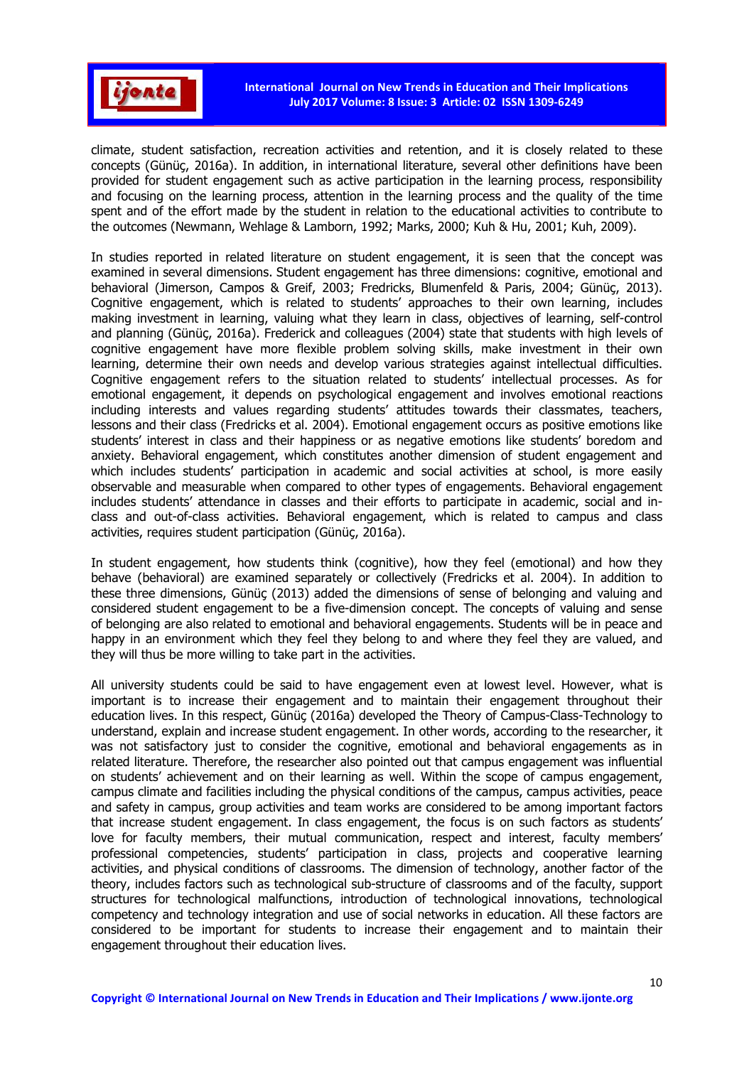climate, student satisfaction, recreation activities and retention, and it is closely related to these concepts (Günüç, 2016a). In addition, in international literature, several other definitions have been provided for student engagement such as active participation in the learning process, responsibility and focusing on the learning process, attention in the learning process and the quality of the time spent and of the effort made by the student in relation to the educational activities to contribute to the outcomes (Newmann, Wehlage & Lamborn, 1992; Marks, 2000; Kuh & Hu, 2001; Kuh, 2009).

In studies reported in related literature on student engagement, it is seen that the concept was examined in several dimensions. Student engagement has three dimensions: cognitive, emotional and behavioral (Jimerson, Campos & Greif, 2003; Fredricks, Blumenfeld & Paris, 2004; Günüç, 2013). Cognitive engagement, which is related to students' approaches to their own learning, includes making investment in learning, valuing what they learn in class, objectives of learning, self-control and planning (Günüç, 2016a). Frederick and colleagues (2004) state that students with high levels of cognitive engagement have more flexible problem solving skills, make investment in their own learning, determine their own needs and develop various strategies against intellectual difficulties. Cognitive engagement refers to the situation related to students' intellectual processes. As for emotional engagement, it depends on psychological engagement and involves emotional reactions including interests and values regarding students' attitudes towards their classmates, teachers, lessons and their class (Fredricks et al. 2004). Emotional engagement occurs as positive emotions like students' interest in class and their happiness or as negative emotions like students' boredom and anxiety. Behavioral engagement, which constitutes another dimension of student engagement and which includes students' participation in academic and social activities at school, is more easily observable and measurable when compared to other types of engagements. Behavioral engagement includes students' attendance in classes and their efforts to participate in academic, social and in-class and out-of-class activities. Behavioral engagement, which is related to campus and class activities, requires student participation (Günüç, 2016a).

In student engagement, how students think (cognitive), how they feel (emotional) and how they behave (behavioral) are examined separately or collectively (Fredricks et al. 2004). In addition to these three dimensions, Günüç (2013) added the dimensions of sense of belonging and valuing and considered student engagement to be a five-dimension concept. The concepts of valuing and sense of belonging are also related to emotional and behavioral engagements. Students will be in peace and happy in an environment which they feel they belong to and where they feel they are valued, and they will thus be more willing to take part in the activities.

All university students could be said to have engagement even at lowest level. However, what is important is to increase their engagement and to maintain their engagement throughout their education lives. In this respect, Günüç (2016a) developed the Theory of Campus-Class-Technology to understand, explain and increase student engagement. In other words, according to the researcher, it was not satisfactory just to consider the cognitive, emotional and behavioral engagements as in related literature. Therefore, the researcher also pointed out that campus engagement was influential on students' achievement and on their learning as well. Within the scope of campus engagement, campus climate and facilities including the physical conditions of the campus, campus activities, peace and safety in campus, group activities and team works are considered to be among important factors that increase student engagement. In class engagement, the focus is on such factors as students' love for faculty members, their mutual communication, respect and interest, faculty members' professional competencies, students' participation in class, projects and cooperative learning activities, and physical conditions of classrooms. The dimension of technology, another factor of the theory, includes factors such as technological sub-structure of classrooms and of the faculty, support structures for technological malfunctions, introduction of technological innovations, technological competency and technology integration and use of social networks in education. All these factors are considered to be important for students to increase their engagement and to maintain their engagement throughout their education lives.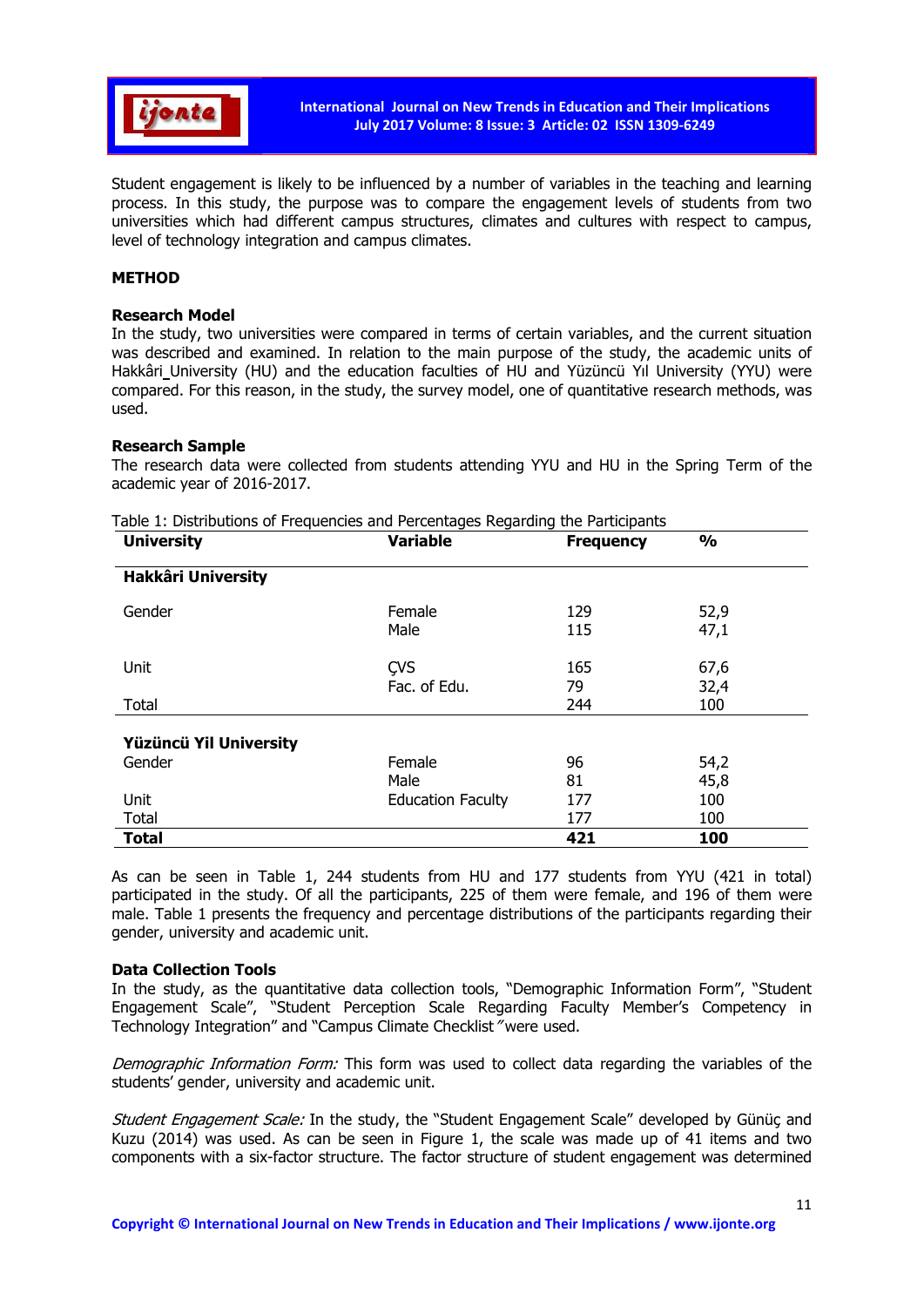Student engagement is likely to be influenced by a number of variables in the teaching and learning process. In this study, the purpose was to compare the engagement levels of students from two universities which had different campus structures, climates and cultures with respect to campus, level of technology integration and campus climates.

## METHOD

### Research Model

In the study, two universities were compared in terms of certain variables, and the current situation was described and examined. In relation to the main purpose of the study, the academic units of Hakkâri University (HU) and the education faculties of HU and Yüzüncü Yıl University (YYU) were compared. For this reason, in the study, the survey model, one of quantitative research methods, was used.

### Research Sample

The research data were collected from students attending YYU and HU in the Spring Term of the academic year of 2016-2017.

Table 1: Distributions of Frequencies and Percentages Regarding the Participants

| University | Variable | Frequency | % |
|---|---|---|---|
| **Hakkâri University** | | | |
| Gender | Female | 129 | 52,9 |
| | Male | 115 | 47,1 |
| Unit | ÇVS | 165 | 67,6 |
| | Fac. of Edu. | 79 | 32,4 |
| Total | | 244 | 100 |
| **Yüzüncü Yil University** | | | |
| Gender | Female | 96 | 54,2 |
| | Male | 81 | 45,8 |
| Unit | Education Faculty | 177 | 100 |
| Total | | 177 | 100 |
| **Total** | | **421** | **100** |

As can be seen in Table 1, 244 students from HU and 177 students from YYU (421 in total) participated in the study. Of all the participants, 225 of them were female, and 196 of them were male. Table 1 presents the frequency and percentage distributions of the participants regarding their gender, university and academic unit.

### Data Collection Tools

In the study, as the quantitative data collection tools, "Demographic Information Form", "Student Engagement Scale", "Student Perception Scale Regarding Faculty Member's Competency in Technology Integration" and "Campus Climate Checklist" were used.

*Demographic Information Form:* This form was used to collect data regarding the variables of the students' gender, university and academic unit.

*Student Engagement Scale:* In the study, the "Student Engagement Scale" developed by Günüç and Kuzu (2014) was used. As can be seen in Figure 1, the scale was made up of 41 items and two components with a six-factor structure. The factor structure of student engagement was determined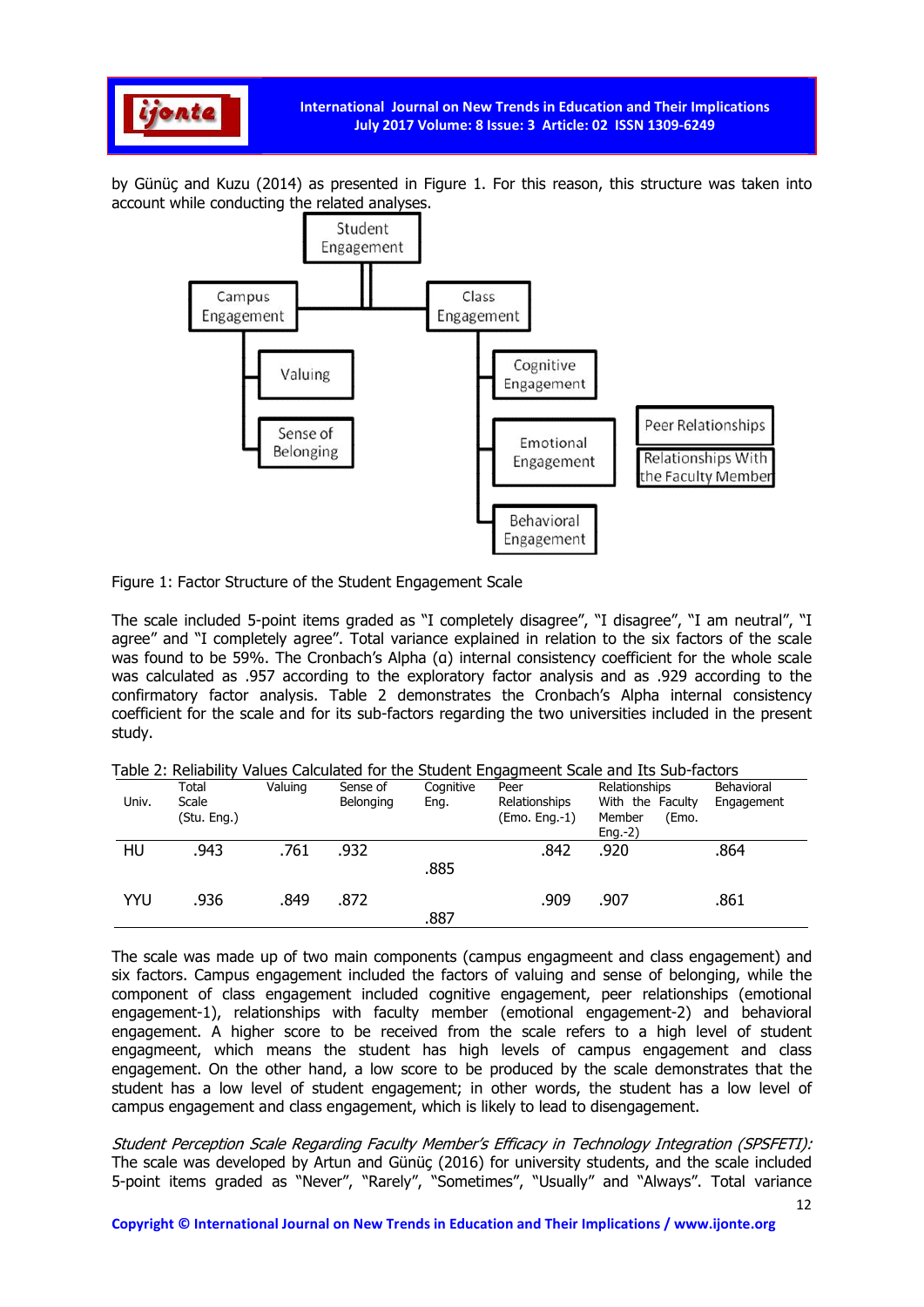by Günüç and Kuzu (2014) as presented in Figure 1. For this reason, this structure was taken into account while conducting the related analyses.

Figure 1: Factor Structure of the Student Engagement Scale

The scale included 5-point items graded as "I completely disagree", "I disagree", "I am neutral", "I agree" and "I completely agree". Total variance explained in relation to the six factors of the scale was found to be 59%. The Cronbach's Alpha (α) internal consistency coefficient for the whole scale was calculated as .957 according to the exploratory factor analysis and as .929 according to the confirmatory factor analysis. Table 2 demonstrates the Cronbach's Alpha internal consistency coefficient for the scale and for its sub-factors regarding the two universities included in the present study.

Table 2: Reliability Values Calculated for the Student Engagmeent Scale and Its Sub-factors

| Univ. | Total Scale (Stu. Eng.) | Valuing | Sense of Belonging | Cognitive Eng. | Peer Relationships (Emo. Eng.-1) | Relationships With the Faculty Member (Emo. Eng.-2) | Behavioral Engagement |
|---|---|---|---|---|---|---|---|
| HU | .943 | .761 | .932 | .885 | .842 | .920 | .864 |
| YYU | .936 | .849 | .872 | .887 | .909 | .907 | .861 |

The scale was made up of two main components (campus engagmeent and class engagement) and six factors. Campus engagement included the factors of valuing and sense of belonging, while the component of class engagement included cognitive engagement, peer relationships (emotional engagement-1), relationships with faculty member (emotional engagement-2) and behavioral engagement. A higher score to be received from the scale refers to a high level of student engagmeent, which means the student has high levels of campus engagement and class engagement. On the other hand, a low score to be produced by the scale demonstrates that the student has a low level of student engagement; in other words, the student has a low level of campus engagement and class engagement, which is likely to lead to disengagement.

*Student Perception Scale Regarding Faculty Member's Efficacy in Technology Integration (SPSFETI):*
The scale was developed by Artun and Günüç (2016) for university students, and the scale included 5-point items graded as "Never", "Rarely", "Sometimes", "Usually" and "Always". Total variance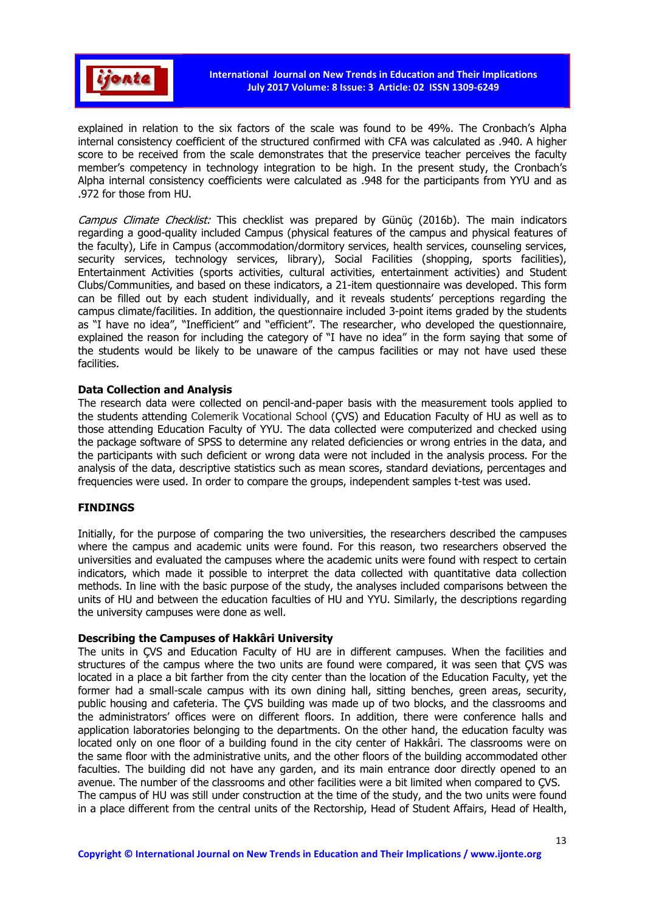explained in relation to the six factors of the scale was found to be 49%. The Cronbach's Alpha internal consistency coefficient of the structured confirmed with CFA was calculated as .940. A higher score to be received from the scale demonstrates that the preservice teacher perceives the faculty member's competency in technology integration to be high. In the present study, the Cronbach's Alpha internal consistency coefficients were calculated as .948 for the participants from YYU and as .972 for those from HU.

*Campus Climate Checklist:* This checklist was prepared by Günüç (2016b). The main indicators regarding a good-quality included Campus (physical features of the campus and physical features of the faculty), Life in Campus (accommodation/dormitory services, health services, counseling services, security services, technology services, library), Social Facilities (shopping, sports facilities), Entertainment Activities (sports activities, cultural activities, entertainment activities) and Student Clubs/Communities, and based on these indicators, a 21-item questionnaire was developed. This form can be filled out by each student individually, and it reveals students' perceptions regarding the campus climate/facilities. In addition, the questionnaire included 3-point items graded by the students as "I have no idea", "Inefficient" and "efficient". The researcher, who developed the questionnaire, explained the reason for including the category of "I have no idea" in the form saying that some of the students would be likely to be unaware of the campus facilities or may not have used these facilities.

**Data Collection and Analysis**

The research data were collected on pencil-and-paper basis with the measurement tools applied to the students attending Colemerik Vocational School (ÇVS) and Education Faculty of HU as well as to those attending Education Faculty of YYU. The data collected were computerized and checked using the package software of SPSS to determine any related deficiencies or wrong entries in the data, and the participants with such deficient or wrong data were not included in the analysis process. For the analysis of the data, descriptive statistics such as mean scores, standard deviations, percentages and frequencies were used. In order to compare the groups, independent samples t-test was used.

## FINDINGS

Initially, for the purpose of comparing the two universities, the researchers described the campuses where the campus and academic units were found. For this reason, two researchers observed the universities and evaluated the campuses where the academic units were found with respect to certain indicators, which made it possible to interpret the data collected with quantitative data collection methods. In line with the basic purpose of the study, the analyses included comparisons between the units of HU and between the education faculties of HU and YYU. Similarly, the descriptions regarding the university campuses were done as well.

**Describing the Campuses of Hakkâri University**

The units in ÇVS and Education Faculty of HU are in different campuses. When the facilities and structures of the campus where the two units are found were compared, it was seen that ÇVS was located in a place a bit farther from the city center than the location of the Education Faculty, yet the former had a small-scale campus with its own dining hall, sitting benches, green areas, security, public housing and cafeteria. The ÇVS building was made up of two blocks, and the classrooms and the administrators' offices were on different floors. In addition, there were conference halls and application laboratories belonging to the departments. On the other hand, the education faculty was located only on one floor of a building found in the city center of Hakkâri. The classrooms were on the same floor with the administrative units, and the other floors of the building accommodated other faculties. The building did not have any garden, and its main entrance door directly opened to an avenue. The number of the classrooms and other facilities were a bit limited when compared to ÇVS. The campus of HU was still under construction at the time of the study, and the two units were found in a place different from the central units of the Rectorship, Head of Student Affairs, Head of Health,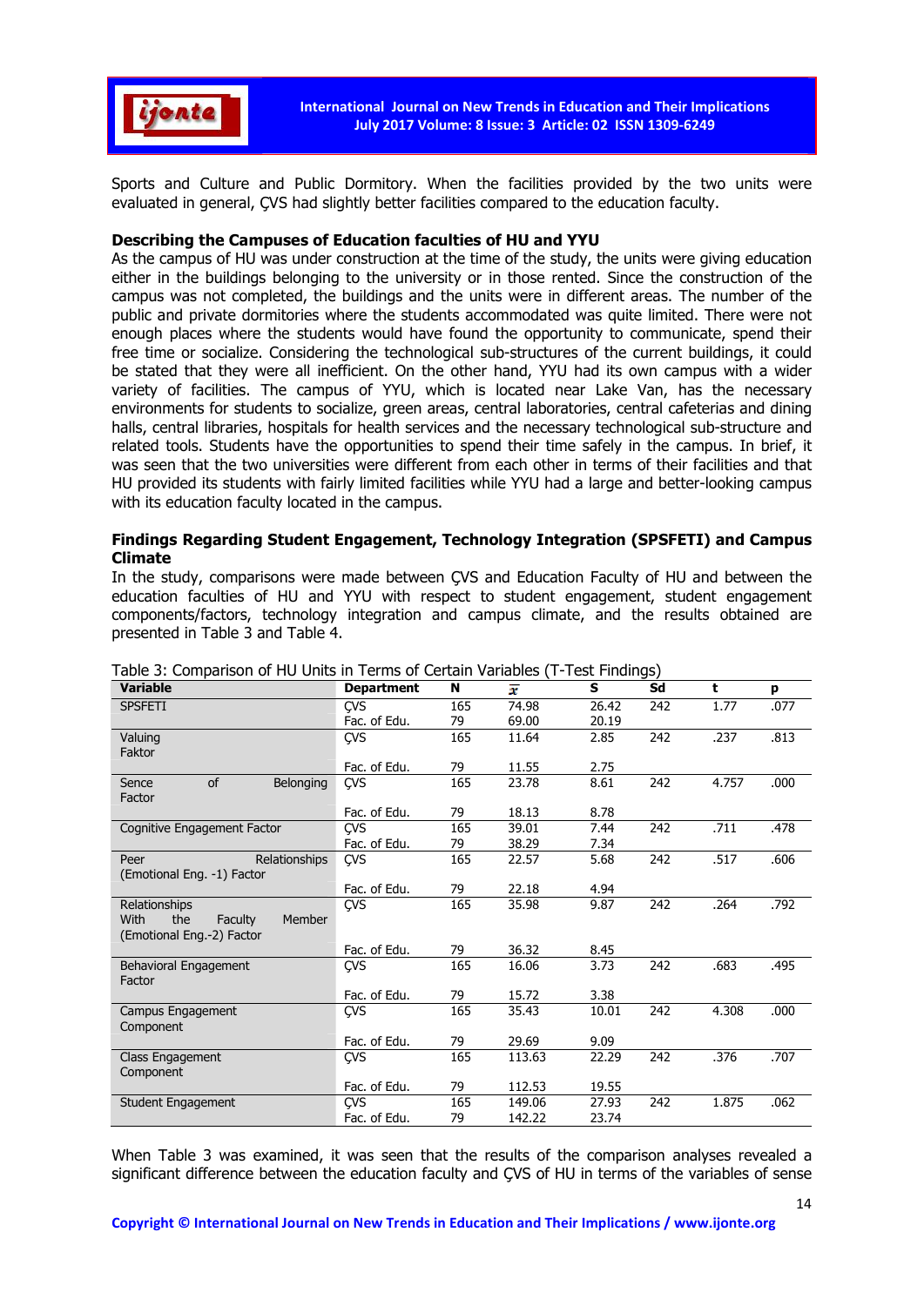Sports and Culture and Public Dormitory. When the facilities provided by the two units were evaluated in general, ÇVS had slightly better facilities compared to the education faculty.

**Describing the Campuses of Education faculties of HU and YYU**

As the campus of HU was under construction at the time of the study, the units were giving education either in the buildings belonging to the university or in those rented. Since the construction of the campus was not completed, the buildings and the units were in different areas. The number of the public and private dormitories where the students accommodated was quite limited. There were not enough places where the students would have found the opportunity to communicate, spend their free time or socialize. Considering the technological sub-structures of the current buildings, it could be stated that they were all inefficient. On the other hand, YYU had its own campus with a wider variety of facilities. The campus of YYU, which is located near Lake Van, has the necessary environments for students to socialize, green areas, central laboratories, central cafeterias and dining halls, central libraries, hospitals for health services and the necessary technological sub-structure and related tools. Students have the opportunities to spend their time safely in the campus. In brief, it was seen that the two universities were different from each other in terms of their facilities and that HU provided its students with fairly limited facilities while YYU had a large and better-looking campus with its education faculty located in the campus.

**Findings Regarding Student Engagement, Technology Integration (SPSFETI) and Campus Climate**

In the study, comparisons were made between ÇVS and Education Faculty of HU and between the education faculties of HU and YYU with respect to student engagement, student engagement components/factors, technology integration and campus climate, and the results obtained are presented in Table 3 and Table 4.

Table 3: Comparison of HU Units in Terms of Certain Variables (T-Test Findings)

| Variable | Department | N | $\bar{x}$ | S | Sd | t | p |
|---|---|---|---|---|---|---|---|
| SPSFETI | ÇVS | 165 | 74.98 | 26.42 | 242 | 1.77 | .077 |
| | Fac. of Edu. | 79 | 69.00 | 20.19 | | | |
| Valuing Faktor | ÇVS | 165 | 11.64 | 2.85 | 242 | .237 | .813 |
| | Fac. of Edu. | 79 | 11.55 | 2.75 | | | |
| Sence of Belonging Factor | ÇVS | 165 | 23.78 | 8.61 | 242 | 4.757 | .000 |
| | Fac. of Edu. | 79 | 18.13 | 8.78 | | | |
| Cognitive Engagement Factor | ÇVS | 165 | 39.01 | 7.44 | 242 | .711 | .478 |
| | Fac. of Edu. | 79 | 38.29 | 7.34 | | | |
| Peer Relationships (Emotional Eng. -1) Factor | ÇVS | 165 | 22.57 | 5.68 | 242 | .517 | .606 |
| | Fac. of Edu. | 79 | 22.18 | 4.94 | | | |
| Relationships With the Faculty Member (Emotional Eng.-2) Factor | ÇVS | 165 | 35.98 | 9.87 | 242 | .264 | .792 |
| | Fac. of Edu. | 79 | 36.32 | 8.45 | | | |
| Behavioral Engagement Factor | ÇVS | 165 | 16.06 | 3.73 | 242 | .683 | .495 |
| | Fac. of Edu. | 79 | 15.72 | 3.38 | | | |
| Campus Engagement Component | ÇVS | 165 | 35.43 | 10.01 | 242 | 4.308 | .000 |
| | Fac. of Edu. | 79 | 29.69 | 9.09 | | | |
| Class Engagement Component | ÇVS | 165 | 113.63 | 22.29 | 242 | .376 | .707 |
| | Fac. of Edu. | 79 | 112.53 | 19.55 | | | |
| Student Engagement | ÇVS | 165 | 149.06 | 27.93 | 242 | 1.875 | .062 |
| | Fac. of Edu. | 79 | 142.22 | 23.74 | | | |

When Table 3 was examined, it was seen that the results of the comparison analyses revealed a significant difference between the education faculty and ÇVS of HU in terms of the variables of sense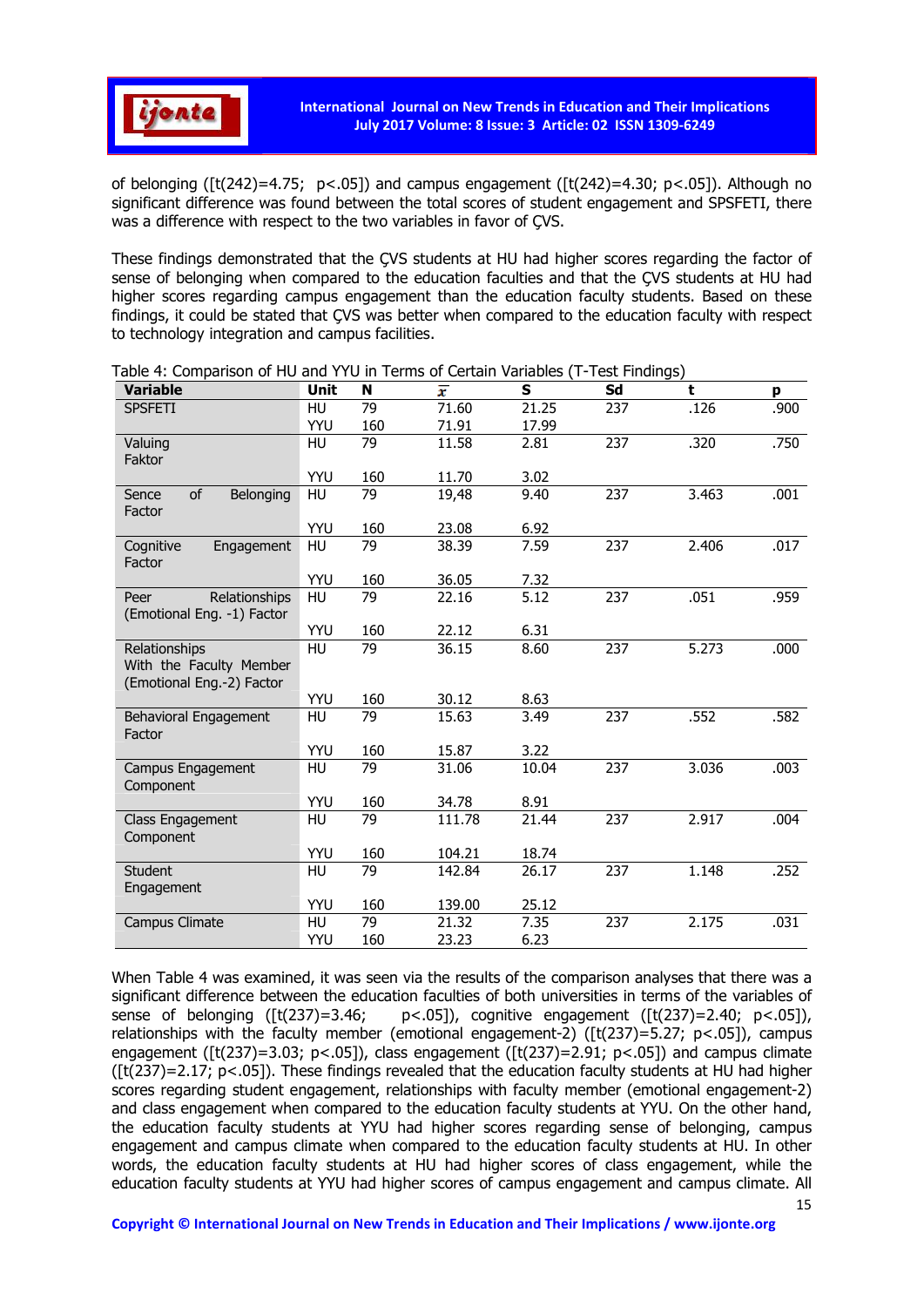of belonging ([t(242)=4.75; p<.05]) and campus engagement ([t(242)=4.30; p<.05]). Although no significant difference was found between the total scores of student engagement and SPSFETI, there was a difference with respect to the two variables in favor of ÇVS.

These findings demonstrated that the ÇVS students at HU had higher scores regarding the factor of sense of belonging when compared to the education faculties and that the ÇVS students at HU had higher scores regarding campus engagement than the education faculty students. Based on these findings, it could be stated that ÇVS was better when compared to the education faculty with respect to technology integration and campus facilities.

Table 4: Comparison of HU and YYU in Terms of Certain Variables (T-Test Findings)

| Variable | Unit | N | $\bar{x}$ | S | Sd | t | p |
|---|---|---|---|---|---|---|---|
| SPSFETI | HU | 79 | 71.60 | 21.25 | 237 | .126 | .900 |
| | YYU | 160 | 71.91 | 17.99 | | | |
| Valuing Faktor | HU | 79 | 11.58 | 2.81 | 237 | .320 | .750 |
| | YYU | 160 | 11.70 | 3.02 | | | |
| Sence of Belonging Factor | HU | 79 | 19,48 | 9.40 | 237 | 3.463 | .001 |
| | YYU | 160 | 23.08 | 6.92 | | | |
| Cognitive Engagement Factor | HU | 79 | 38.39 | 7.59 | 237 | 2.406 | .017 |
| | YYU | 160 | 36.05 | 7.32 | | | |
| Peer Relationships (Emotional Eng. -1) Factor | HU | 79 | 22.16 | 5.12 | 237 | .051 | .959 |
| | YYU | 160 | 22.12 | 6.31 | | | |
| Relationships With the Faculty Member (Emotional Eng.-2) Factor | HU | 79 | 36.15 | 8.60 | 237 | 5.273 | .000 |
| | YYU | 160 | 30.12 | 8.63 | | | |
| Behavioral Engagement Factor | HU | 79 | 15.63 | 3.49 | 237 | .552 | .582 |
| | YYU | 160 | 15.87 | 3.22 | | | |
| Campus Engagement Component | HU | 79 | 31.06 | 10.04 | 237 | 3.036 | .003 |
| | YYU | 160 | 34.78 | 8.91 | | | |
| Class Engagement Component | HU | 79 | 111.78 | 21.44 | 237 | 2.917 | .004 |
| | YYU | 160 | 104.21 | 18.74 | | | |
| Student Engagement | HU | 79 | 142.84 | 26.17 | 237 | 1.148 | .252 |
| | YYU | 160 | 139.00 | 25.12 | | | |
| Campus Climate | HU | 79 | 21.32 | 7.35 | 237 | 2.175 | .031 |
| | YYU | 160 | 23.23 | 6.23 | | | |

When Table 4 was examined, it was seen via the results of the comparison analyses that there was a significant difference between the education faculties of both universities in terms of the variables of sense of belonging ([t(237)=3.46; p<.05]), cognitive engagement ([t(237)=2.40; p<.05]), relationships with the faculty member (emotional engagement-2) ([t(237)=5.27; p<.05]), campus engagement ([t(237)=3.03; p<.05]), class engagement ([t(237)=2.91; p<.05]) and campus climate ([t(237)=2.17; p<.05]). These findings revealed that the education faculty students at HU had higher scores regarding student engagement, relationships with faculty member (emotional engagement-2) and class engagement when compared to the education faculty students at YYU. On the other hand, the education faculty students at YYU had higher scores regarding sense of belonging, campus engagement and campus climate when compared to the education faculty students at HU. In other words, the education faculty students at HU had higher scores of class engagement, while the education faculty students at YYU had higher scores of campus engagement and campus climate. All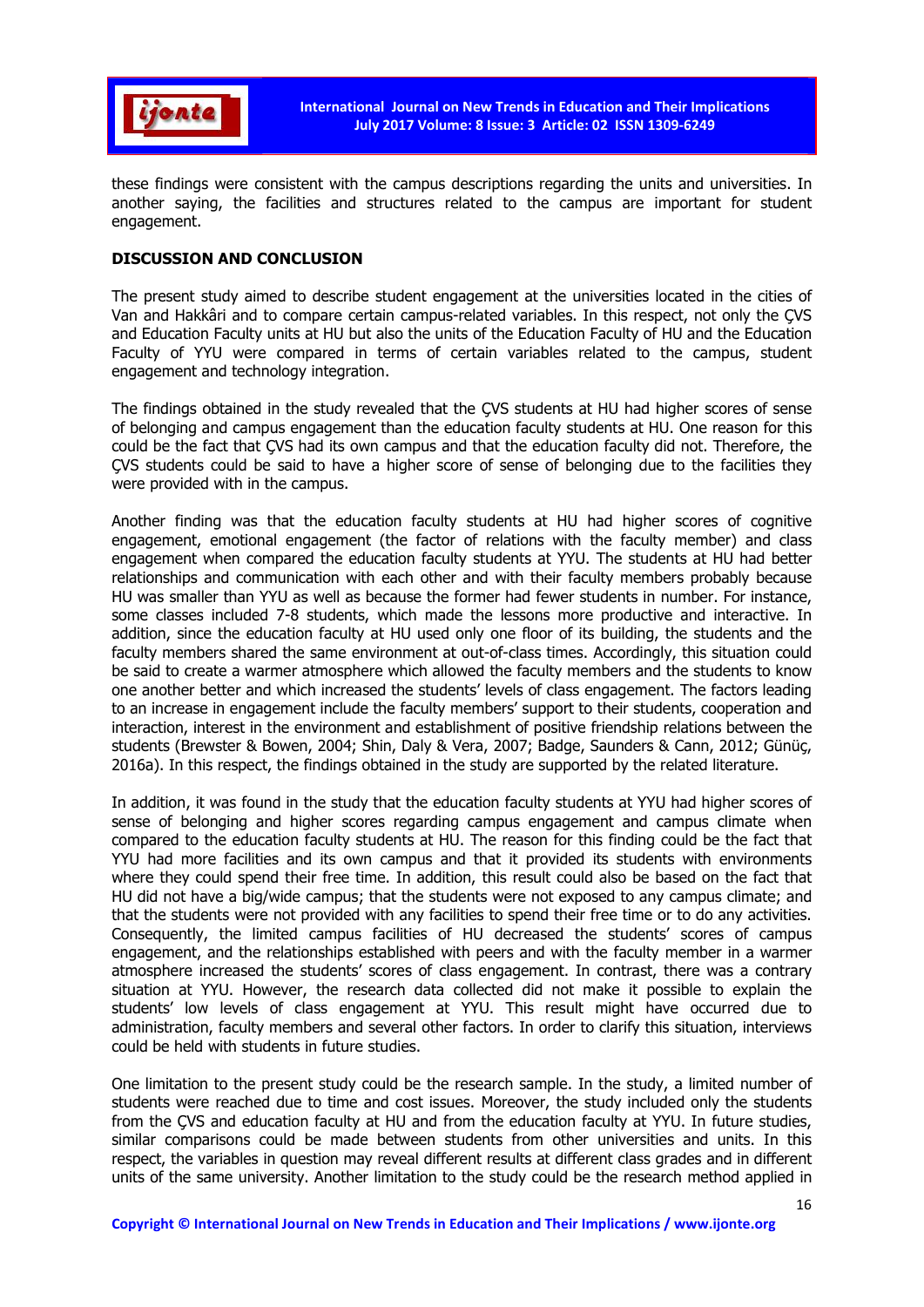these findings were consistent with the campus descriptions regarding the units and universities. In another saying, the facilities and structures related to the campus are important for student engagement.

## DISCUSSION AND CONCLUSION

The present study aimed to describe student engagement at the universities located in the cities of Van and Hakkâri and to compare certain campus-related variables. In this respect, not only the ÇVS and Education Faculty units at HU but also the units of the Education Faculty of HU and the Education Faculty of YYU were compared in terms of certain variables related to the campus, student engagement and technology integration.

The findings obtained in the study revealed that the ÇVS students at HU had higher scores of sense of belonging and campus engagement than the education faculty students at HU. One reason for this could be the fact that ÇVS had its own campus and that the education faculty did not. Therefore, the ÇVS students could be said to have a higher score of sense of belonging due to the facilities they were provided with in the campus.

Another finding was that the education faculty students at HU had higher scores of cognitive engagement, emotional engagement (the factor of relations with the faculty member) and class engagement when compared the education faculty students at YYU. The students at HU had better relationships and communication with each other and with their faculty members probably because HU was smaller than YYU as well as because the former had fewer students in number. For instance, some classes included 7-8 students, which made the lessons more productive and interactive. In addition, since the education faculty at HU used only one floor of its building, the students and the faculty members shared the same environment at out-of-class times. Accordingly, this situation could be said to create a warmer atmosphere which allowed the faculty members and the students to know one another better and which increased the students' levels of class engagement. The factors leading to an increase in engagement include the faculty members' support to their students, cooperation and interaction, interest in the environment and establishment of positive friendship relations between the students (Brewster & Bowen, 2004; Shin, Daly & Vera, 2007; Badge, Saunders & Cann, 2012; Günüç, 2016a). In this respect, the findings obtained in the study are supported by the related literature.

In addition, it was found in the study that the education faculty students at YYU had higher scores of sense of belonging and higher scores regarding campus engagement and campus climate when compared to the education faculty students at HU. The reason for this finding could be the fact that YYU had more facilities and its own campus and that it provided its students with environments where they could spend their free time. In addition, this result could also be based on the fact that HU did not have a big/wide campus; that the students were not exposed to any campus climate; and that the students were not provided with any facilities to spend their free time or to do any activities. Consequently, the limited campus facilities of HU decreased the students' scores of campus engagement, and the relationships established with peers and with the faculty member in a warmer atmosphere increased the students' scores of class engagement. In contrast, there was a contrary situation at YYU. However, the research data collected did not make it possible to explain the students' low levels of class engagement at YYU. This result might have occurred due to administration, faculty members and several other factors. In order to clarify this situation, interviews could be held with students in future studies.

One limitation to the present study could be the research sample. In the study, a limited number of students were reached due to time and cost issues. Moreover, the study included only the students from the ÇVS and education faculty at HU and from the education faculty at YYU. In future studies, similar comparisons could be made between students from other universities and units. In this respect, the variables in question may reveal different results at different class grades and in different units of the same university. Another limitation to the study could be the research method applied in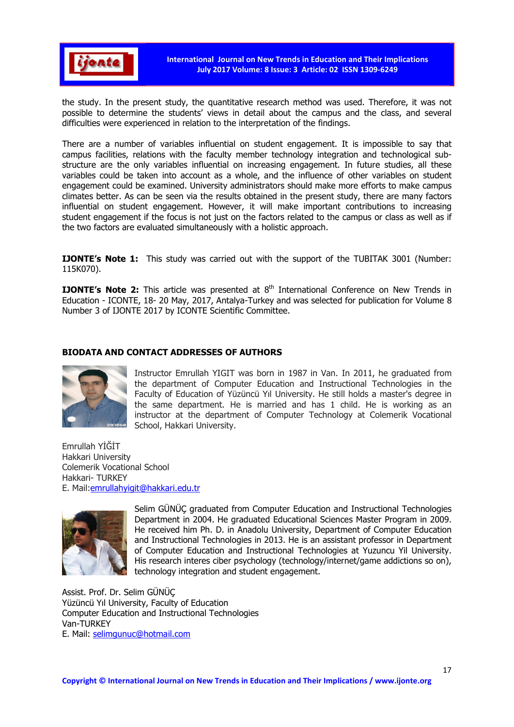the study. In the present study, the quantitative research method was used. Therefore, it was not possible to determine the students' views in detail about the campus and the class, and several difficulties were experienced in relation to the interpretation of the findings.

There are a number of variables influential on student engagement. It is impossible to say that campus facilities, relations with the faculty member technology integration and technological sub-structure are the only variables influential on increasing engagement. In future studies, all these variables could be taken into account as a whole, and the influence of other variables on student engagement could be examined. University administrators should make more efforts to make campus climates better. As can be seen via the results obtained in the present study, there are many factors influential on student engagement. However, it will make important contributions to increasing student engagement if the focus is not just on the factors related to the campus or class as well as if the two factors are evaluated simultaneously with a holistic approach.

**IJONTE's Note 1:** This study was carried out with the support of the TUBITAK 3001 (Number: 115K070).

**IJONTE's Note 2:** This article was presented at 8th International Conference on New Trends in Education - ICONTE, 18- 20 May, 2017, Antalya-Turkey and was selected for publication for Volume 8 Number 3 of IJONTE 2017 by ICONTE Scientific Committee.

## BIODATA AND CONTACT ADDRESSES OF AUTHORS

Instructor Emrullah YIGIT was born in 1987 in Van. In 2011, he graduated from the department of Computer Education and Instructional Technologies in the Faculty of Education of Yüzüncü Yıl University. He still holds a master's degree in the same department. He is married and has 1 child. He is working as an instructor at the department of Computer Technology at Colemerik Vocational School, Hakkari University.

Emrullah YİĞİT
Hakkari University
Colemerik Vocational School
Hakkari- TURKEY
E. Mail:emrullahyigit@hakkari.edu.tr

Selim GÜNÜÇ graduated from Computer Education and Instructional Technologies Department in 2004. He graduated Educational Sciences Master Program in 2009. He received him Ph. D. in Anadolu University, Department of Computer Education and Instructional Technologies in 2013. He is an assistant professor in Department of Computer Education and Instructional Technologies at Yuzuncu Yil University. His research interes ciber psychology (technology/internet/game addictions so on), technology integration and student engagement.

Assist. Prof. Dr. Selim GÜNÜÇ
Yüzüncü Yıl University, Faculty of Education
Computer Education and Instructional Technologies
Van-TURKEY
E. Mail: selimgunuc@hotmail.com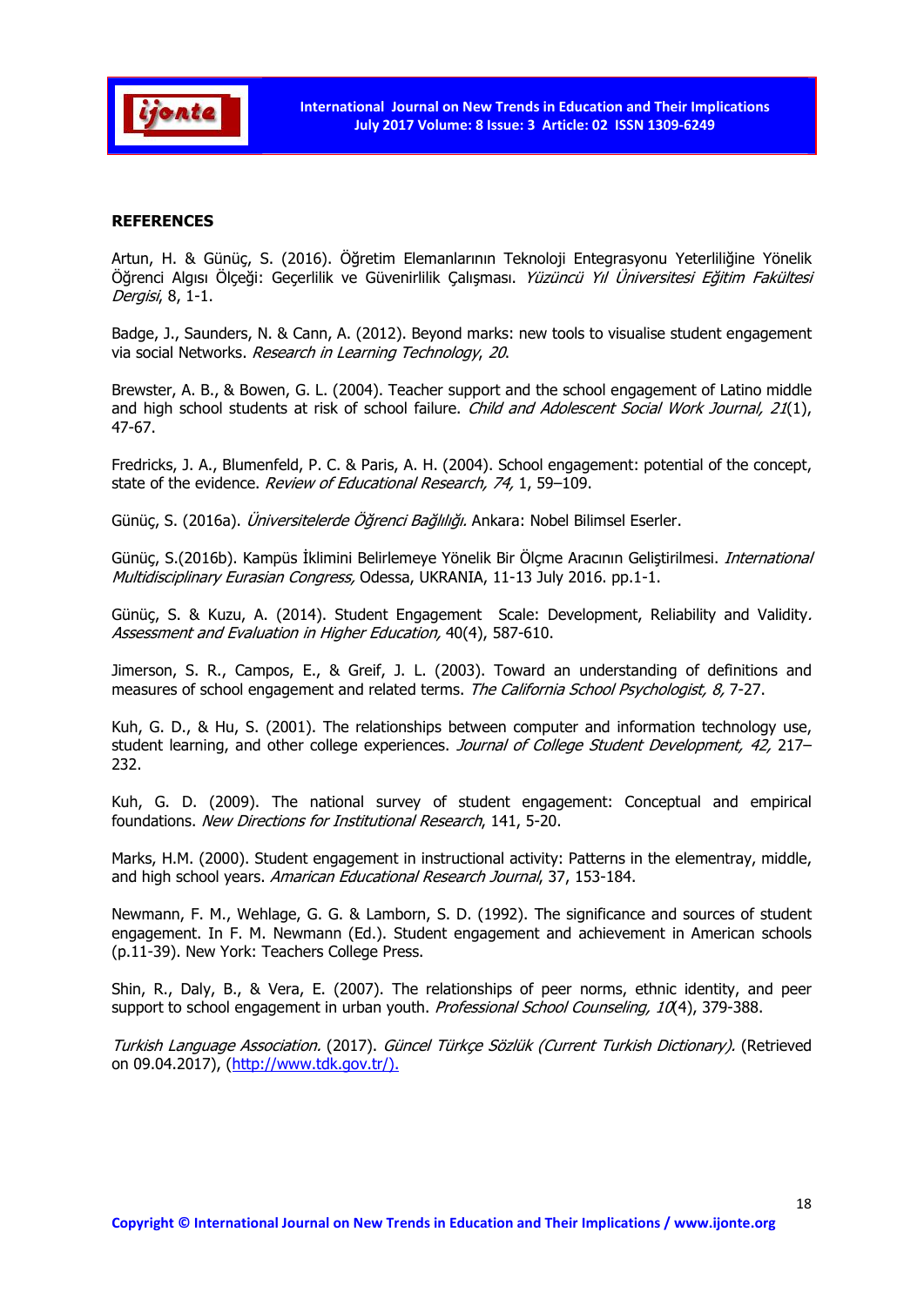**REFERENCES**

Artun, H. & Günüç, S. (2016). Öğretim Elemanlarının Teknoloji Entegrasyonu Yeterliliğine Yönelik Öğrenci Algısı Ölçeği: Geçerlilik ve Güvenirlilik Çalışması. *Yüzüncü Yıl Üniversitesi Eğitim Fakültesi Dergisi*, 8, 1-1.

Badge, J., Saunders, N. & Cann, A. (2012). Beyond marks: new tools to visualise student engagement via social Networks. *Research in Learning Technology*, *20*.

Brewster, A. B., & Bowen, G. L. (2004). Teacher support and the school engagement of Latino middle and high school students at risk of school failure. *Child and Adolescent Social Work Journal, 21*(1), 47-67.

Fredricks, J. A., Blumenfeld, P. C. & Paris, A. H. (2004). School engagement: potential of the concept, state of the evidence. *Review of Educational Research, 74,* 1, 59–109.

Günüç, S. (2016a). *Üniversitelerde Öğrenci Bağlılığı.* Ankara: Nobel Bilimsel Eserler.

Günüç, S.(2016b). Kampüs İklimini Belirlemeye Yönelik Bir Ölçme Aracının Geliştirilmesi. *International Multidisciplinary Eurasian Congress,* Odessa, UKRANIA, 11-13 July 2016. pp.1-1.

Günüç, S. & Kuzu, A. (2014). Student Engagement Scale: Development, Reliability and Validity*. Assessment and Evaluation in Higher Education,* 40(4), 587-610.

Jimerson, S. R., Campos, E., & Greif, J. L. (2003). Toward an understanding of definitions and measures of school engagement and related terms. *The California School Psychologist, 8,* 7-27.

Kuh, G. D., & Hu, S. (2001). The relationships between computer and information technology use, student learning, and other college experiences. *Journal of College Student Development, 42,* 217–232.

Kuh, G. D. (2009). The national survey of student engagement: Conceptual and empirical foundations. *New Directions for Institutional Research*, 141, 5-20.

Marks, H.M. (2000). Student engagement in instructional activity: Patterns in the elementray, middle, and high school years. *Amarican Educational Research Journal*, 37, 153-184.

Newmann, F. M., Wehlage, G. G. & Lamborn, S. D. (1992). The significance and sources of student engagement. In F. M. Newmann (Ed.). Student engagement and achievement in American schools (p.11-39). New York: Teachers College Press.

Shin, R., Daly, B., & Vera, E. (2007). The relationships of peer norms, ethnic identity, and peer support to school engagement in urban youth. *Professional School Counseling, 10*(4), 379-388.

*Turkish Language Association.* (2017). *Güncel Türkçe Sözlük (Current Turkish Dictionary).* (Retrieved on 09.04.2017), (http://www.tdk.gov.tr/).